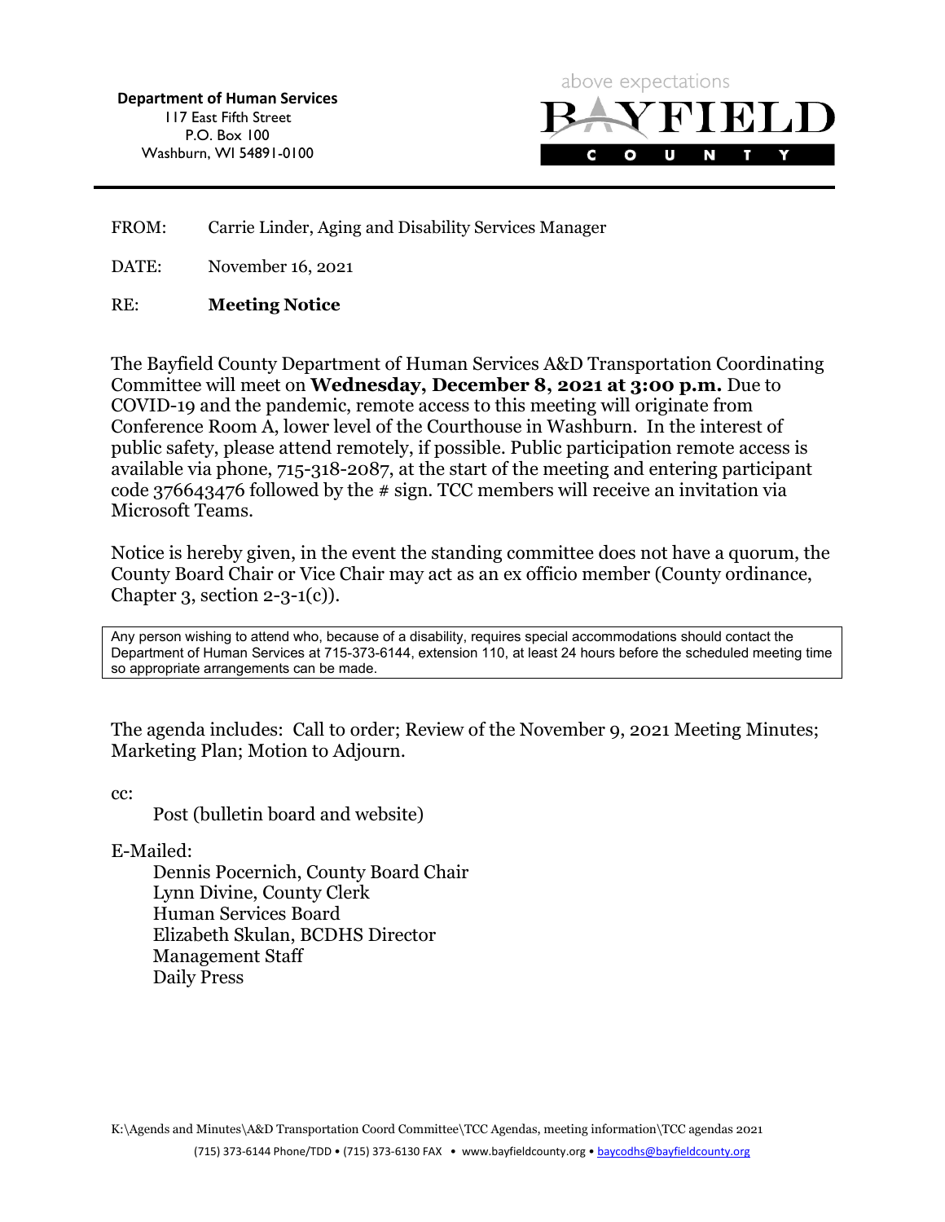**Department of Human Services**
117 East Fifth Street
P.O. Box 100
Washburn, WI 54891-0100

above expectations
BAYFIELD COUNTY

FROM: Carrie Linder, Aging and Disability Services Manager

DATE: November 16, 2021

RE: **Meeting Notice**

The Bayfield County Department of Human Services A&D Transportation Coordinating Committee will meet on **Wednesday, December 8, 2021 at 3:00 p.m.** Due to COVID-19 and the pandemic, remote access to this meeting will originate from Conference Room A, lower level of the Courthouse in Washburn. In the interest of public safety, please attend remotely, if possible. Public participation remote access is available via phone, 715-318-2087, at the start of the meeting and entering participant code 376643476 followed by the # sign. TCC members will receive an invitation via Microsoft Teams.

Notice is hereby given, in the event the standing committee does not have a quorum, the County Board Chair or Vice Chair may act as an ex officio member (County ordinance, Chapter 3, section 2-3-1(c)).

> Any person wishing to attend who, because of a disability, requires special accommodations should contact the Department of Human Services at 715-373-6144, extension 110, at least 24 hours before the scheduled meeting time so appropriate arrangements can be made.

The agenda includes: Call to order; Review of the November 9, 2021 Meeting Minutes; Marketing Plan; Motion to Adjourn.

cc:

Post (bulletin board and website)

E-Mailed:

Dennis Pocernich, County Board Chair
Lynn Divine, County Clerk
Human Services Board
Elizabeth Skulan, BCDHS Director
Management Staff
Daily Press

K:\Agends and Minutes\A&D Transportation Coord Committee\TCC Agendas, meeting information\TCC agendas 2021

(715) 373-6144 Phone/TDD • (715) 373-6130 FAX • www.bayfieldcounty.org • baycodhs@bayfieldcounty.org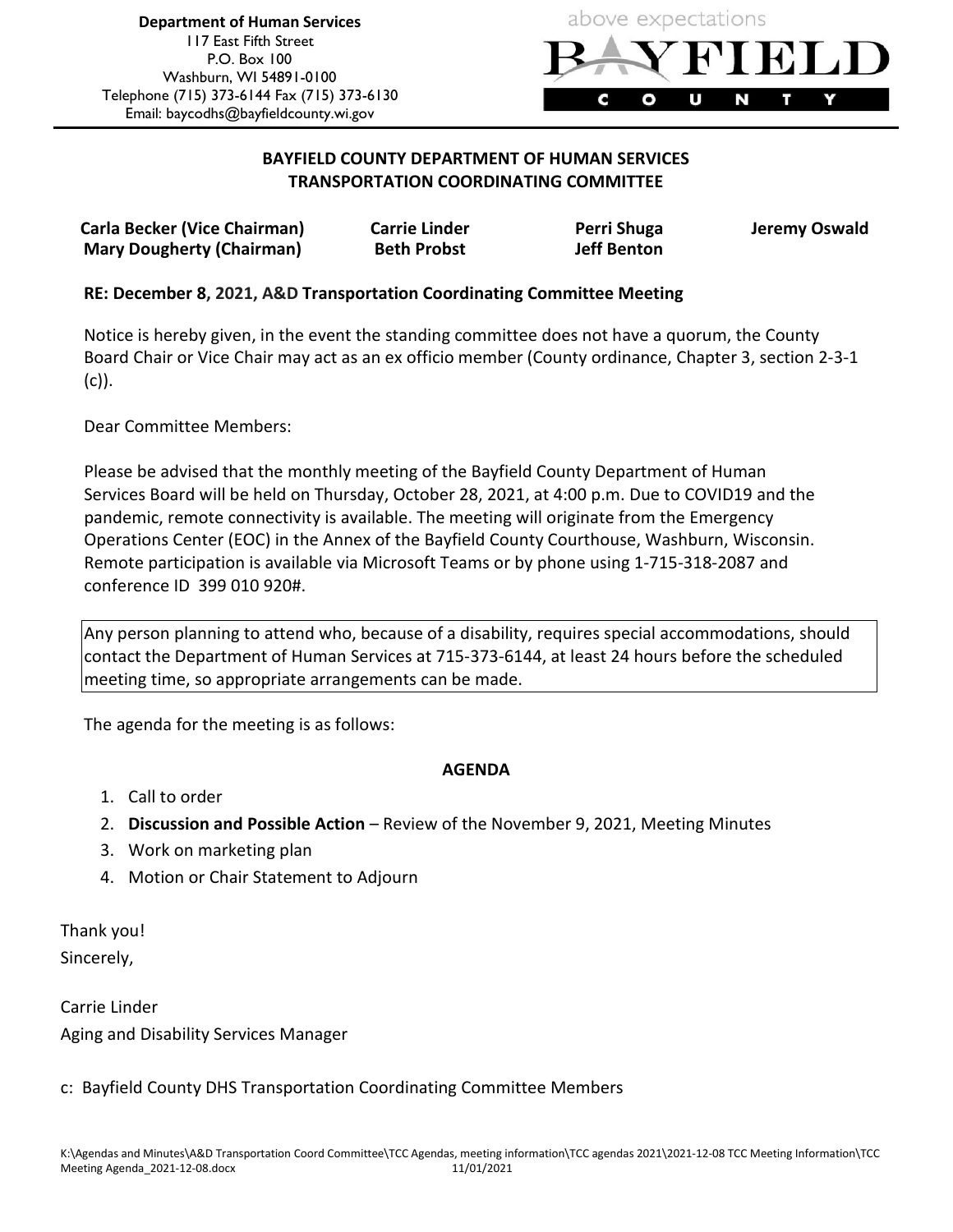**Department of Human Services**
117 East Fifth Street
P.O. Box 100
Washburn, WI 54891-0100
Telephone (715) 373-6144 Fax (715) 373-6130
Email: baycodhs@bayfieldcounty.wi.gov

above expectations
BAYFIELD
COUNTY

**BAYFIELD COUNTY DEPARTMENT OF HUMAN SERVICES**
**TRANSPORTATION COORDINATING COMMITTEE**

**Carla Becker (Vice Chairman)** **Carrie Linder** **Perri Shuga** **Jeremy Oswald**
**Mary Dougherty (Chairman)** **Beth Probst** **Jeff Benton**

**RE: December 8, 2021, A&D Transportation Coordinating Committee Meeting**

Notice is hereby given, in the event the standing committee does not have a quorum, the County Board Chair or Vice Chair may act as an ex officio member (County ordinance, Chapter 3, section 2-3-1 (c)).

Dear Committee Members:

Please be advised that the monthly meeting of the Bayfield County Department of Human Services Board will be held on Thursday, October 28, 2021, at 4:00 p.m. Due to COVID19 and the pandemic, remote connectivity is available. The meeting will originate from the Emergency Operations Center (EOC) in the Annex of the Bayfield County Courthouse, Washburn, Wisconsin. Remote participation is available via Microsoft Teams or by phone using 1-715-318-2087 and conference ID 399 010 920#.

Any person planning to attend who, because of a disability, requires special accommodations, should contact the Department of Human Services at 715-373-6144, at least 24 hours before the scheduled meeting time, so appropriate arrangements can be made.

The agenda for the meeting is as follows:

**AGENDA**

1. Call to order
2. **Discussion and Possible Action** – Review of the November 9, 2021, Meeting Minutes
3. Work on marketing plan
4. Motion or Chair Statement to Adjourn

Thank you!
Sincerely,

Carrie Linder
Aging and Disability Services Manager

c: Bayfield County DHS Transportation Coordinating Committee Members

K:\Agendas and Minutes\A&D Transportation Coord Committee\TCC Agendas, meeting information\TCC agendas 2021\2021-12-08 TCC Meeting Information\TCC Meeting Agenda_2021-12-08.docx 11/01/2021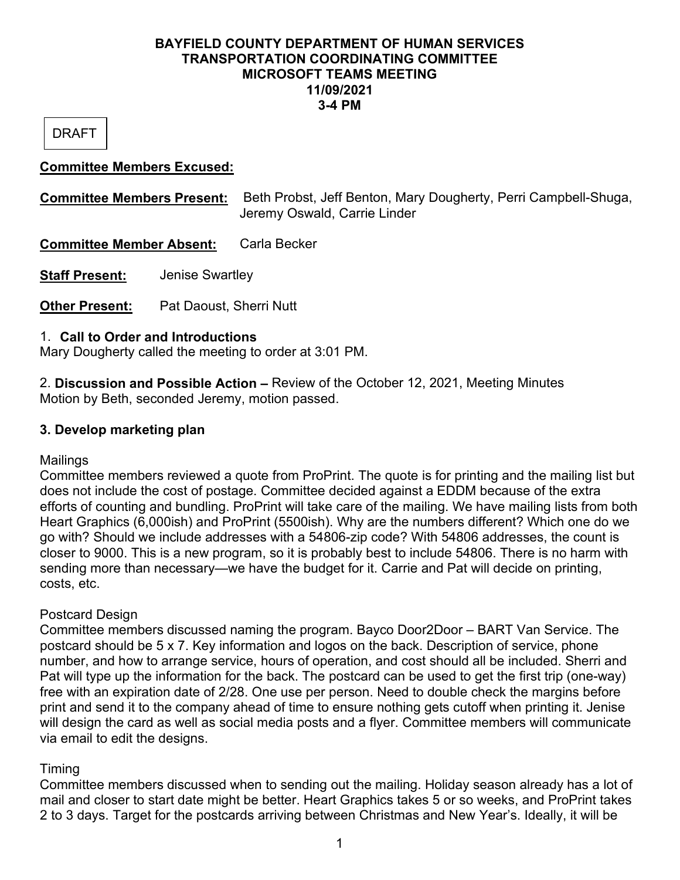**BAYFIELD COUNTY DEPARTMENT OF HUMAN SERVICES**
**TRANSPORTATION COORDINATING COMMITTEE**
**MICROSOFT TEAMS MEETING**
**11/09/2021**
**3-4 PM**

DRAFT

**Committee Members Excused:**

**Committee Members Present:** Beth Probst, Jeff Benton, Mary Dougherty, Perri Campbell-Shuga, Jeremy Oswald, Carrie Linder

**Committee Member Absent:** Carla Becker

**Staff Present:** Jenise Swartley

**Other Present:** Pat Daoust, Sherri Nutt

1. **Call to Order and Introductions**
Mary Dougherty called the meeting to order at 3:01 PM.

2. **Discussion and Possible Action –** Review of the October 12, 2021, Meeting Minutes
Motion by Beth, seconded Jeremy, motion passed.

### 3. Develop marketing plan

Mailings
Committee members reviewed a quote from ProPrint. The quote is for printing and the mailing list but does not include the cost of postage. Committee decided against a EDDM because of the extra efforts of counting and bundling. ProPrint will take care of the mailing. We have mailing lists from both Heart Graphics (6,000ish) and ProPrint (5500ish). Why are the numbers different? Which one do we go with? Should we include addresses with a 54806-zip code? With 54806 addresses, the count is closer to 9000. This is a new program, so it is probably best to include 54806. There is no harm with sending more than necessary—we have the budget for it. Carrie and Pat will decide on printing, costs, etc.

Postcard Design
Committee members discussed naming the program. Bayco Door2Door – BART Van Service. The postcard should be 5 x 7. Key information and logos on the back. Description of service, phone number, and how to arrange service, hours of operation, and cost should all be included. Sherri and Pat will type up the information for the back. The postcard can be used to get the first trip (one-way) free with an expiration date of 2/28. One use per person. Need to double check the margins before print and send it to the company ahead of time to ensure nothing gets cutoff when printing it. Jenise will design the card as well as social media posts and a flyer. Committee members will communicate via email to edit the designs.

Timing
Committee members discussed when to sending out the mailing. Holiday season already has a lot of mail and closer to start date might be better. Heart Graphics takes 5 or so weeks, and ProPrint takes 2 to 3 days. Target for the postcards arriving between Christmas and New Year's. Ideally, it will be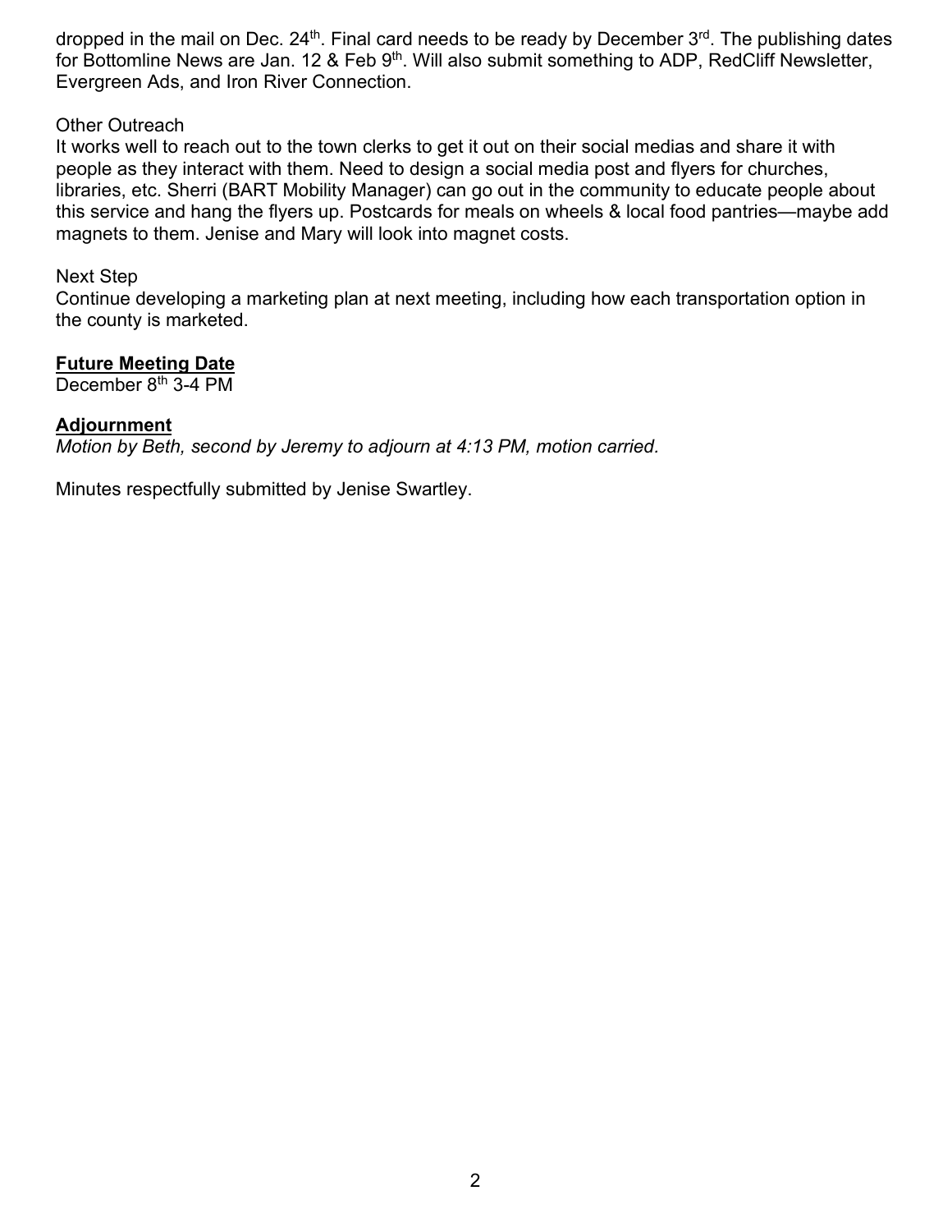dropped in the mail on Dec. 24th. Final card needs to be ready by December 3rd. The publishing dates for Bottomline News are Jan. 12 & Feb 9th. Will also submit something to ADP, RedCliff Newsletter, Evergreen Ads, and Iron River Connection.

Other Outreach

It works well to reach out to the town clerks to get it out on their social medias and share it with people as they interact with them. Need to design a social media post and flyers for churches, libraries, etc. Sherri (BART Mobility Manager) can go out in the community to educate people about this service and hang the flyers up. Postcards for meals on wheels & local food pantries—maybe add magnets to them. Jenise and Mary will look into magnet costs.

Next Step

Continue developing a marketing plan at next meeting, including how each transportation option in the county is marketed.

**Future Meeting Date**

December 8th 3-4 PM

**Adjournment**

*Motion by Beth, second by Jeremy to adjourn at 4:13 PM, motion carried.*

Minutes respectfully submitted by Jenise Swartley.